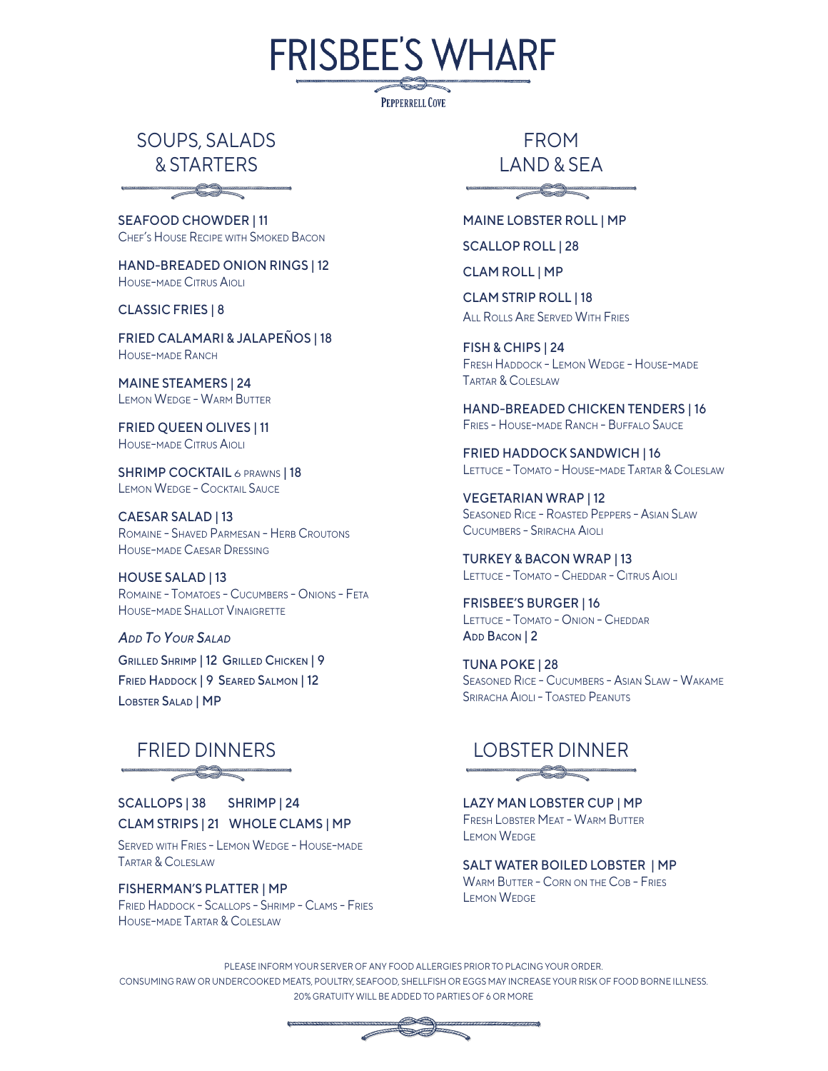# FRISBEE'S WHARF

PEPPERRELL COVE

## SOUPS, SALADS & STARTERS

**SEAFOOD CHOWDER | 11**
Chef's House Recipe with Smoked Bacon

**HAND-BREADED ONION RINGS | 12**
House-made Citrus Aioli

**CLASSIC FRIES | 8**

**FRIED CALAMARI & JALAPEÑOS | 18**
House-made Ranch

**MAINE STEAMERS | 24**
Lemon Wedge – Warm Butter

**FRIED QUEEN OLIVES | 11**
House-made Citrus Aioli

**SHRIMP COCKTAIL** 6 prawns **| 18**
Lemon Wedge – Cocktail Sauce

**CAESAR SALAD | 13**
Romaine – Shaved Parmesan – Herb Croutons
House-made Caesar Dressing

**HOUSE SALAD | 13**
Romaine – Tomatoes – Cucumbers – Onions – Feta
House-made Shallot Vinaigrette

***Add To Your Salad***

**Grilled Shrimp | 12 Grilled Chicken | 9**
**Fried Haddock | 9 Seared Salmon | 12**
**Lobster Salad | MP**

## FRIED DINNERS

**SCALLOPS | 38 SHRIMP | 24**
**CLAM STRIPS | 21 WHOLE CLAMS | MP**

Served with Fries – Lemon Wedge – House-made Tartar & Coleslaw

**FISHERMAN'S PLATTER | MP**
Fried Haddock – Scallops – Shrimp – Clams – Fries
House-made Tartar & Coleslaw

## FROM LAND & SEA

**MAINE LOBSTER ROLL | MP**

**SCALLOP ROLL | 28**

**CLAM ROLL | MP**

**CLAM STRIP ROLL | 18**
All Rolls Are Served With Fries

**FISH & CHIPS | 24**
Fresh Haddock – Lemon Wedge – House-made Tartar & Coleslaw

**HAND-BREADED CHICKEN TENDERS | 16**
Fries – House-made Ranch – Buffalo Sauce

**FRIED HADDOCK SANDWICH | 16**
Lettuce – Tomato – House-made Tartar & Coleslaw

**VEGETARIAN WRAP | 12**
Seasoned Rice – Roasted Peppers – Asian Slaw
Cucumbers – Sriracha Aioli

**TURKEY & BACON WRAP | 13**
Lettuce – Tomato – Cheddar – Citrus Aioli

**FRISBEE'S BURGER | 16**
Lettuce – Tomato – Onion – Cheddar
**Add Bacon | 2**

**TUNA POKE | 28**
Seasoned Rice – Cucumbers – Asian Slaw – Wakame
Sriracha Aioli – Toasted Peanuts

## LOBSTER DINNER

**LAZY MAN LOBSTER CUP | MP**
Fresh Lobster Meat – Warm Butter
Lemon Wedge

**SALT WATER BOILED LOBSTER | MP**
Warm Butter – Corn on the Cob – Fries
Lemon Wedge

PLEASE INFORM YOUR SERVER OF ANY FOOD ALLERGIES PRIOR TO PLACING YOUR ORDER.
CONSUMING RAW OR UNDERCOOKED MEATS, POULTRY, SEAFOOD, SHELLFISH OR EGGS MAY INCREASE YOUR RISK OF FOOD BORNE ILLNESS.
20% GRATUITY WILL BE ADDED TO PARTIES OF 6 OR MORE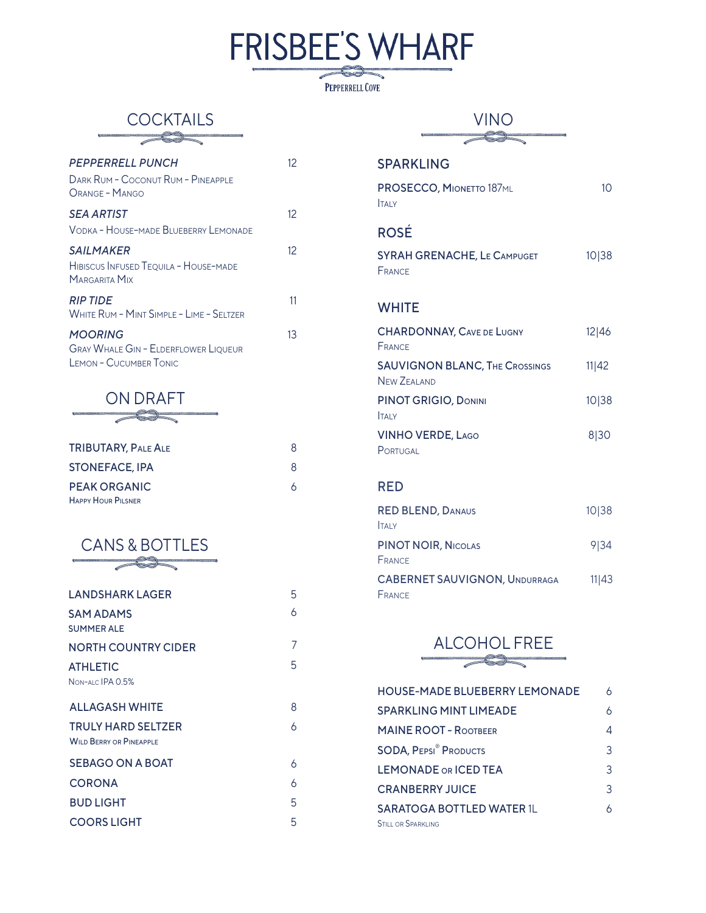# FRISBEE'S WHARF

PEPPERRELL COVE

## COCKTAILS

| | |
|---|---|
| ***PEPPERRELL PUNCH*** <br> Dark Rum - Coconut Rum - Pineapple Orange - Mango | 12 |
| ***SEA ARTIST*** <br> Vodka - House-made Blueberry Lemonade | 12 |
| ***SAILMAKER*** <br> Hibiscus Infused Tequila - House-made Margarita Mix | 12 |
| ***RIP TIDE*** <br> White Rum - Mint Simple - Lime - Seltzer | 11 |
| ***MOORING*** <br> Gray Whale Gin - Elderflower Liqueur Lemon - Cucumber Tonic | 13 |

## ON DRAFT

| | |
|---|---|
| **TRIBUTARY,** Pale Ale | 8 |
| **STONEFACE,** IPA | 8 |
| **PEAK ORGANIC** <br> Happy Hour Pilsner | 6 |

## CANS & BOTTLES

| | |
|---|---|
| **LANDSHARK LAGER** | 5 |
| **SAM ADAMS** <br> SUMMER ALE | 6 |
| **NORTH COUNTRY CIDER** | 7 |
| **ATHLETIC** <br> Non-alc IPA 0.5% | 5 |
| **ALLAGASH WHITE** | 8 |
| **TRULY HARD SELTZER** <br> Wild Berry or Pineapple | 6 |
| **SEBAGO ON A BOAT** | 6 |
| **CORONA** | 6 |
| **BUD LIGHT** | 5 |
| **COORS LIGHT** | 5 |

## VINO

### SPARKLING

| | |
|---|---|
| **PROSECCO,** Mionetto 187ml <br> Italy | 10 |

### ROSÉ

| | |
|---|---|
| **SYRAH GRENACHE,** Le Campuget <br> France | 10\|38 |

### WHITE

| | |
|---|---|
| **CHARDONNAY,** Cave de Lugny <br> France | 12\|46 |
| **SAUVIGNON BLANC,** The Crossings <br> New Zealand | 11\|42 |
| **PINOT GRIGIO,** Donini <br> Italy | 10\|38 |
| **VINHO VERDE,** Lago <br> Portugal | 8\|30 |

### RED

| | |
|---|---|
| **RED BLEND,** Danaus <br> Italy | 10\|38 |
| **PINOT NOIR,** Nicolas <br> France | 9\|34 |
| **CABERNET SAUVIGNON,** Undurraga <br> France | 11\|43 |

## ALCOHOL FREE

| | |
|---|---|
| **HOUSE-MADE BLUEBERRY LEMONADE** | 6 |
| **SPARKLING MINT LIMEADE** | 6 |
| **MAINE ROOT -** Rootbeer | 4 |
| **SODA,** Pepsi® Products | 3 |
| **LEMONADE** or **ICED TEA** | 3 |
| **CRANBERRY JUICE** | 3 |
| **SARATOGA BOTTLED WATER** 1L <br> Still or Sparkling | 6 |